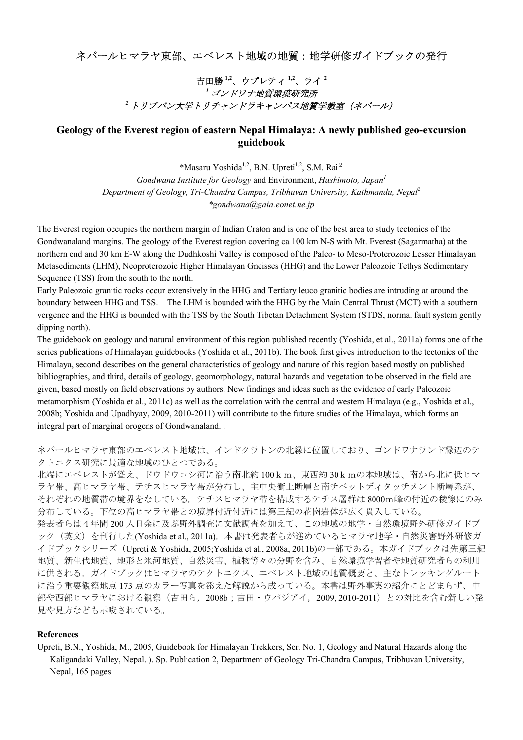# ネパールヒマラヤ東部、エベレスト地域の地質：地学研修ガイドブックの発行

吉田勝[1,2]、ウプレティ[1,2]、ライ[2]

*[1] ゴンドワナ地質環境研究所*

*[2] トリブバン大学トリチャンドラキャンパス地質学教室（ネパール）*

## Geology of the Everest region of eastern Nepal Himalaya: A newly published geo-excursion guidebook

\*Masaru Yoshida[1,2], B.N. Upreti[1,2], S.M. Rai[2]

*Gondwana Institute for Geology* and Environment, *Hashimoto, Japan*[1]

*Department of Geology, Tri-Chandra Campus, Tribhuvan University, Kathmandu, Nepal*[2]

*\*gondwana@gaia.eonet.ne.jp*

The Everest region occupies the northern margin of Indian Craton and is one of the best area to study tectonics of the Gondwanaland margins. The geology of the Everest region covering ca 100 km N-S with Mt. Everest (Sagarmatha) at the northern end and 30 km E-W along the Dudhkoshi Valley is composed of the Paleo- to Meso-Proterozoic Lesser Himalayan Metasediments (LHM), Neoproterozoic Higher Himalayan Gneisses (HHG) and the Lower Paleozoic Tethys Sedimentary Sequence (TSS) from the south to the north.

Early Paleozoic granitic rocks occur extensively in the HHG and Tertiary leuco granitic bodies are intruding at around the boundary between HHG and TSS.　The LHM is bounded with the HHG by the Main Central Thrust (MCT) with a southern vergence and the HHG is bounded with the TSS by the South Tibetan Detachment System (STDS, normal fault system gently dipping north).

The guidebook on geology and natural environment of this region published recently (Yoshida, et al., 2011a) forms one of the series publications of Himalayan guidebooks (Yoshida et al., 2011b). The book first gives introduction to the tectonics of the Himalaya, second describes on the general characteristics of geology and nature of this region based mostly on published bibliographies, and third, details of geology, geomorphology, natural hazards and vegetation to be observed in the field are given, based mostly on field observations by authors. New findings and ideas such as the evidence of early Paleozoic metamorphism (Yoshida et al., 2011c) as well as the correlation with the central and western Himalaya (e.g., Yoshida et al., 2008b; Yoshida and Upadhyay, 2009, 2010-2011) will contribute to the future studies of the Himalaya, which forms an integral part of marginal orogens of Gondwanaland. .

ネパールヒマラヤ東部のエベレスト地域は、インドクラトンの北縁に位置しており、ゴンドワナランド縁辺のテクトニクス研究に最適な地域のひとつである。

北端にエベレストが聳え、ドウドウコシ河に沿う南北約 100ｋｍ、東西約 30ｋｍの本地域は、南から北に低ヒマラヤ帯、高ヒマラヤ帯、テチスヒマラヤ帯が分布し、主中央衝上断層と南チベットディタッチメント断層系が、それぞれの地質帯の境界をなしている。テチスヒマラヤ帯を構成するテチス層群は 8000ｍ峰の付近の稜線にのみ分布している。下位の高ヒマラヤ帯との境界付近付近には第三紀の花崗岩体が広く貫入している。

発表者らは４年間 200 人日余に及ぶ野外調査に文献調査を加えて、この地域の地学・自然環境野外研修ガイドブック（英文）を刊行した(Yoshida et al., 2011a)。本書は発表者らが進めているヒマラヤ地学・自然災害野外研修ガイドブックシリーズ（Upreti & Yoshida, 2005;Yoshida et al., 2008a, 2011b)の一部である。本ガイドブックは先第三紀地質、新生代地質、地形と氷河地質、自然災害、植物等々の分野を含み、自然環境学習者や地質研究者らの利用に供される。ガイドブックはヒマラヤのテクトニクス、エベレスト地域の地質概要と、主なトレッキングルートに沿う重要観察地点 173 点のカラー写真を添えた解説から成っている。本書は野外事実の紹介にとどまらず、中部や西部ヒマラヤにおける観察（吉田ら，2008b；吉田・ウパジアイ，2009, 2010-2011）との対比を含む新しい発見や見方なども示唆されている。

**References**

Upreti, B.N., Yoshida, M., 2005, Guidebook for Himalayan Trekkers, Ser. No. 1, Geology and Natural Hazards along the Kaligandaki Valley, Nepal. ). Sp. Publication 2, Department of Geology Tri-Chandra Campus, Tribhuvan University, Nepal, 165 pages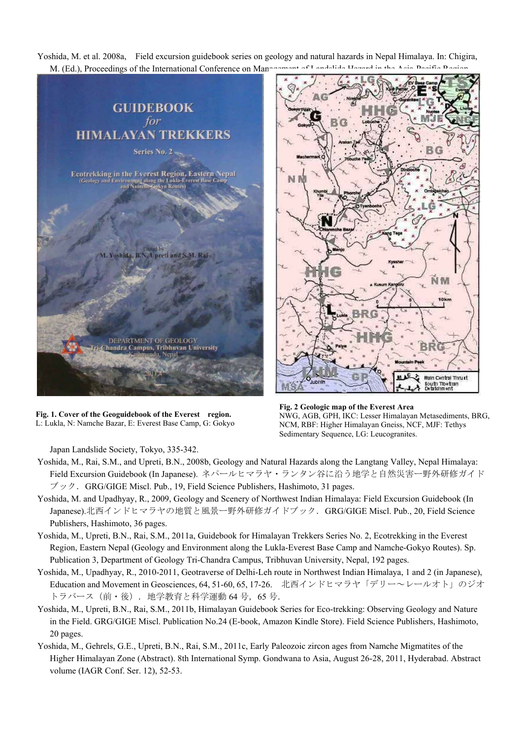Yoshida, M. et al. 2008a, Field excursion guidebook series on geology and natural hazards in Nepal Himalaya. In: Chigira, M. (Ed.), Proceedings of the International Conference on Management of Landslide Hazard in the Asia-Pacific Region. Japan Landslide Society, Tokyo, 335-342.

**Fig. 1. Cover of the Geoguidebook of the Everest region.**
L: Lukla, N: Namche Bazar, E: Everest Base Camp, G: Gokyo

**Fig. 2 Geologic map of the Everest Area**
NWG, AGB, GPH, IKC: Lesser Himalayan Metasediments, BRG, NCM, RBF: Higher Himalayan Gneiss, NCF, MJF: Tethys Sedimentary Sequence, LG: Leucogranites.

Yoshida, M., Rai, S.M., and Upreti, B.N., 2008b, Geology and Natural Hazards along the Langtang Valley, Nepal Himalaya: Field Excursion Guidebook (In Japanese). ネパールヒマラヤ・ランタン谷に沿う地学と自然災害―野外研修ガイドブック． GRG/GIGE Miscl. Pub., 19, Field Science Publishers, Hashimoto, 31 pages.

Yoshida, M. and Upadhyay, R., 2009, Geology and Scenery of Northwest Indian Himalaya: Field Excursion Guidebook (In Japanese).北西インドヒマラヤの地質と風景―野外研修ガイドブック． GRG/GIGE Miscl. Pub., 20, Field Science Publishers, Hashimoto, 36 pages.

Yoshida, M., Upreti, B.N., Rai, S.M., 2011a, Guidebook for Himalayan Trekkers Series No. 2, Ecotrekking in the Everest Region, Eastern Nepal (Geology and Environment along the Lukla-Everest Base Camp and Namche-Gokyo Routes). Sp. Publication 3, Department of Geology Tri-Chandra Campus, Tribhuvan University, Nepal, 192 pages.

Yoshida, M., Upadhyay, R., 2010-2011, Geotraverse of Delhi-Leh route in Northwest Indian Himalaya, 1 and 2 (in Japanese), Education and Movement in Geosciences, 64, 51-60, 65, 17-26. 北西インドヒマラヤ「デリー～レールオト」のジオトラバース（前・後）．地学教育と科学運動 64 号，65 号．

Yoshida, M., Upreti, B.N., Rai, S.M., 2011b, Himalayan Guidebook Series for Eco-trekking: Observing Geology and Nature in the Field. GRG/GIGE Miscl. Publication No.24 (E-book, Amazon Kindle Store). Field Science Publishers, Hashimoto, 20 pages.

Yoshida, M., Gehrels, G.E., Upreti, B.N., Rai, S.M., 2011c, Early Paleozoic zircon ages from Namche Migmatites of the Higher Himalayan Zone (Abstract). 8th International Symp. Gondwana to Asia, August 26-28, 2011, Hyderabad. Abstract volume (IAGR Conf. Ser. 12), 52-53.